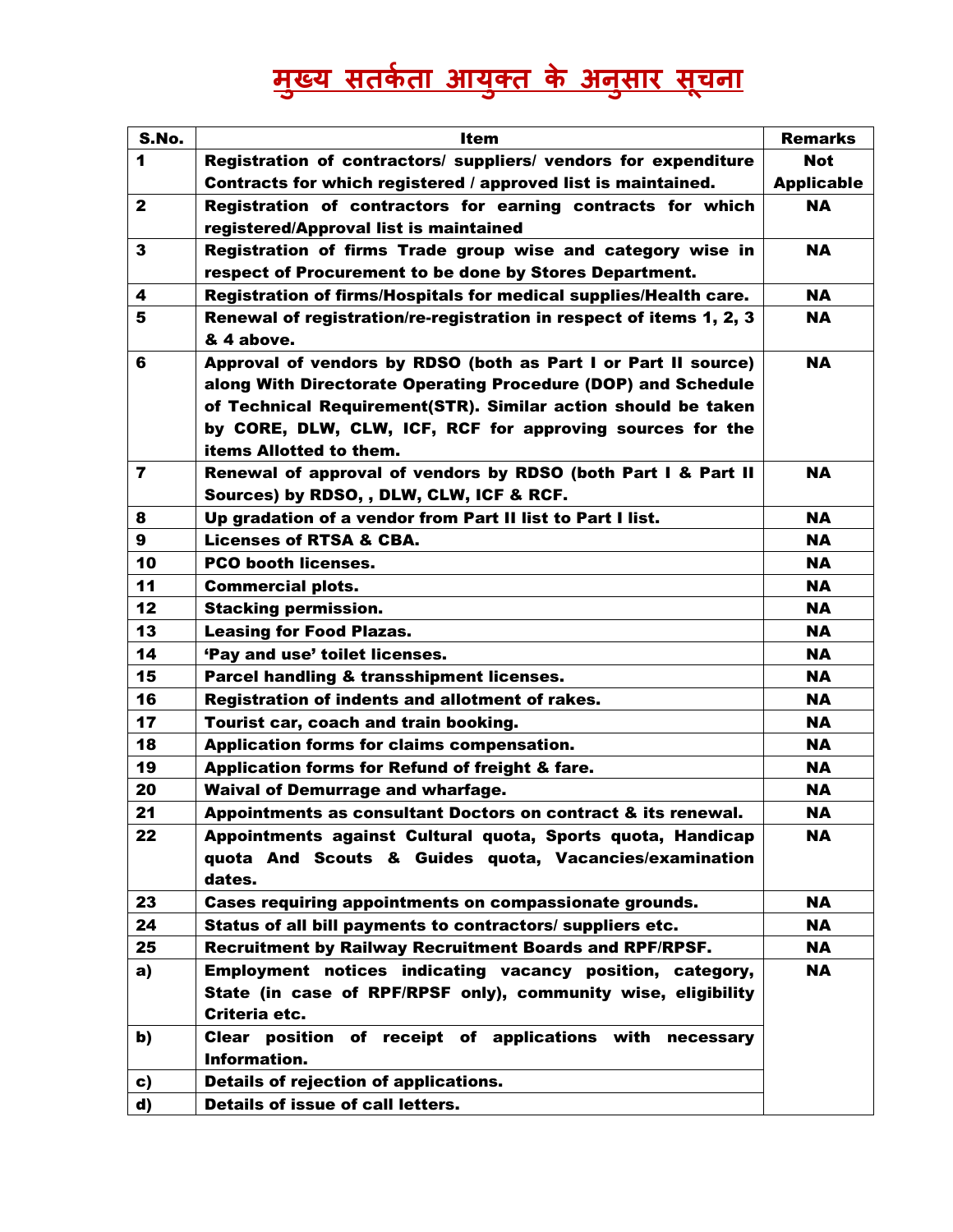# मुख्य सतर्कता आयुक्त के अनुसार सूचना

| S.No. | Item | Remarks |
|---|---|---|
| 1 | Registration of contractors/ suppliers/ vendors for expenditure Contracts for which registered / approved list is maintained. | Not Applicable |
| 2 | Registration of contractors for earning contracts for which registered/Approval list is maintained | NA |
| 3 | Registration of firms Trade group wise and category wise in respect of Procurement to be done by Stores Department. | NA |
| 4 | Registration of firms/Hospitals for medical supplies/Health care. | NA |
| 5 | Renewal of registration/re-registration in respect of items 1, 2, 3 & 4 above. | NA |
| 6 | Approval of vendors by RDSO (both as Part I or Part II source) along With Directorate Operating Procedure (DOP) and Schedule of Technical Requirement(STR). Similar action should be taken by CORE, DLW, CLW, ICF, RCF for approving sources for the items Allotted to them. | NA |
| 7 | Renewal of approval of vendors by RDSO (both Part I & Part II Sources) by RDSO, , DLW, CLW, ICF & RCF. | NA |
| 8 | Up gradation of a vendor from Part II list to Part I list. | NA |
| 9 | Licenses of RTSA & CBA. | NA |
| 10 | PCO booth licenses. | NA |
| 11 | Commercial plots. | NA |
| 12 | Stacking permission. | NA |
| 13 | Leasing for Food Plazas. | NA |
| 14 | 'Pay and use' toilet licenses. | NA |
| 15 | Parcel handling & transshipment licenses. | NA |
| 16 | Registration of indents and allotment of rakes. | NA |
| 17 | Tourist car, coach and train booking. | NA |
| 18 | Application forms for claims compensation. | NA |
| 19 | Application forms for Refund of freight & fare. | NA |
| 20 | Waival of Demurrage and wharfage. | NA |
| 21 | Appointments as consultant Doctors on contract & its renewal. | NA |
| 22 | Appointments against Cultural quota, Sports quota, Handicap quota And Scouts & Guides quota, Vacancies/examination dates. | NA |
| 23 | Cases requiring appointments on compassionate grounds. | NA |
| 24 | Status of all bill payments to contractors/ suppliers etc. | NA |
| 25 | Recruitment by Railway Recruitment Boards and RPF/RPSF. | NA |
| a) | Employment notices indicating vacancy position, category, State (in case of RPF/RPSF only), community wise, eligibility Criteria etc. | NA |
| b) | Clear position of receipt of applications with necessary Information. | |
| c) | Details of rejection of applications. | |
| d) | Details of issue of call letters. | |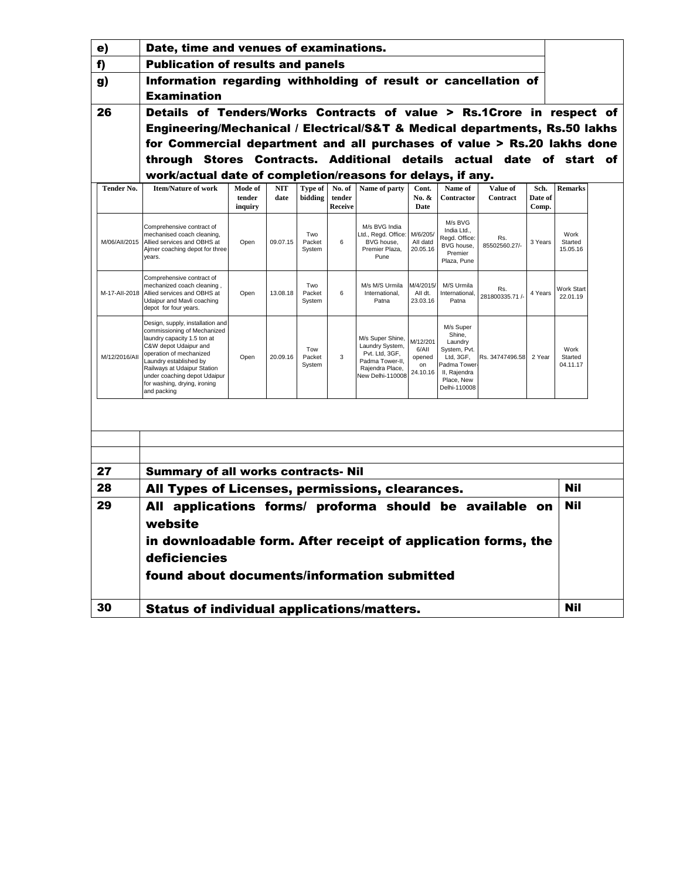| | | |
|---|---|---|
| **e)** | **Date, time and venues of examinations.** | |
| **f)** | **Publication of results and panels** | |
| **g)** | **Information regarding withholding of result or cancellation of Examination** | |
| **26** | **Details of Tenders/Works Contracts of value > Rs.1Crore in respect of Engineering/Mechanical / Electrical/S&T & Medical departments, Rs.50 lakhs for Commercial department and all purchases of value > Rs.20 lakhs done through Stores Contracts. Additional details actual date of start of work/actual date of completion/reasons for delays, if any.** | |

| Tender No. | Item/Nature of work | Mode of tender inquiry | NIT date | Type of bidding | No. of tender Receive | Name of party | Cont. No. & Date | Name of Contractor | Value of Contract | Sch. Date of Comp. | Remarks |
|---|---|---|---|---|---|---|---|---|---|---|---|
| M/06/AII/2015 | Comprehensive contract of mechanised coach cleaning, Allied services and OBHS at Ajmer coaching depot for three years. | Open | 09.07.15 | Two Packet System | 6 | M/s BVG India Ltd., Regd. Office: BVG house, Premier Plaza, Pune | M/6/205/ AII datd 20.05.16 | M/s BVG India Ltd., Regd. Office: BVG house, Premier Plaza, Pune | Rs. 85502560.27/- | 3 Years | Work Started 15.05.16 |
| M-17-AII-2018 | Comprehensive contract of mechanized coach cleaning , Allied services and OBHS at Udaipur and Mavli coaching depot for four years. | Open | 13.08.18 | Two Packet System | 6 | M/s M/S Urmila International, Patna | M/4/2015/ AII dt. 23.03.16 | M/S Urmila International, Patna | Rs. 281800335.71 /- | 4 Years | Work Start 22.01.19 |
| M/12/2016/AII | Design, supply, installation and commissioning of Mechanized laundry capacity 1.5 ton at C&W depot Udaipur and operation of mechanized Laundry established by Railways at Udaipur Station under coaching depot Udaipur for washing, drying, ironing and packing | Open | 20.09.16 | Tow Packet System | 3 | M/s Super Shine, Laundry System, Pvt. Ltd, 3GF, Padma Tower-II, Rajendra Place, New Delhi-110008 | M/12/201 6/AII opened on 24.10.16 | M/s Super Shine, Laundry System, Pvt. Ltd, 3GF, Padma Tower-II, Rajendra Place, New Delhi-110008 | Rs. 34747496.58 | 2 Year | Work Started 04.11.17 |

| | | |
|---|---|---|
| **27** | **Summary of all works contracts- Nil** | |
| **28** | **All Types of Licenses, permissions, clearances.** | **Nil** |
| **29** | **All applications forms/ proforma should be available on website in downloadable form. After receipt of application forms, the deficiencies found about documents/information submitted** | **Nil** |
| **30** | **Status of individual applications/matters.** | **Nil** |